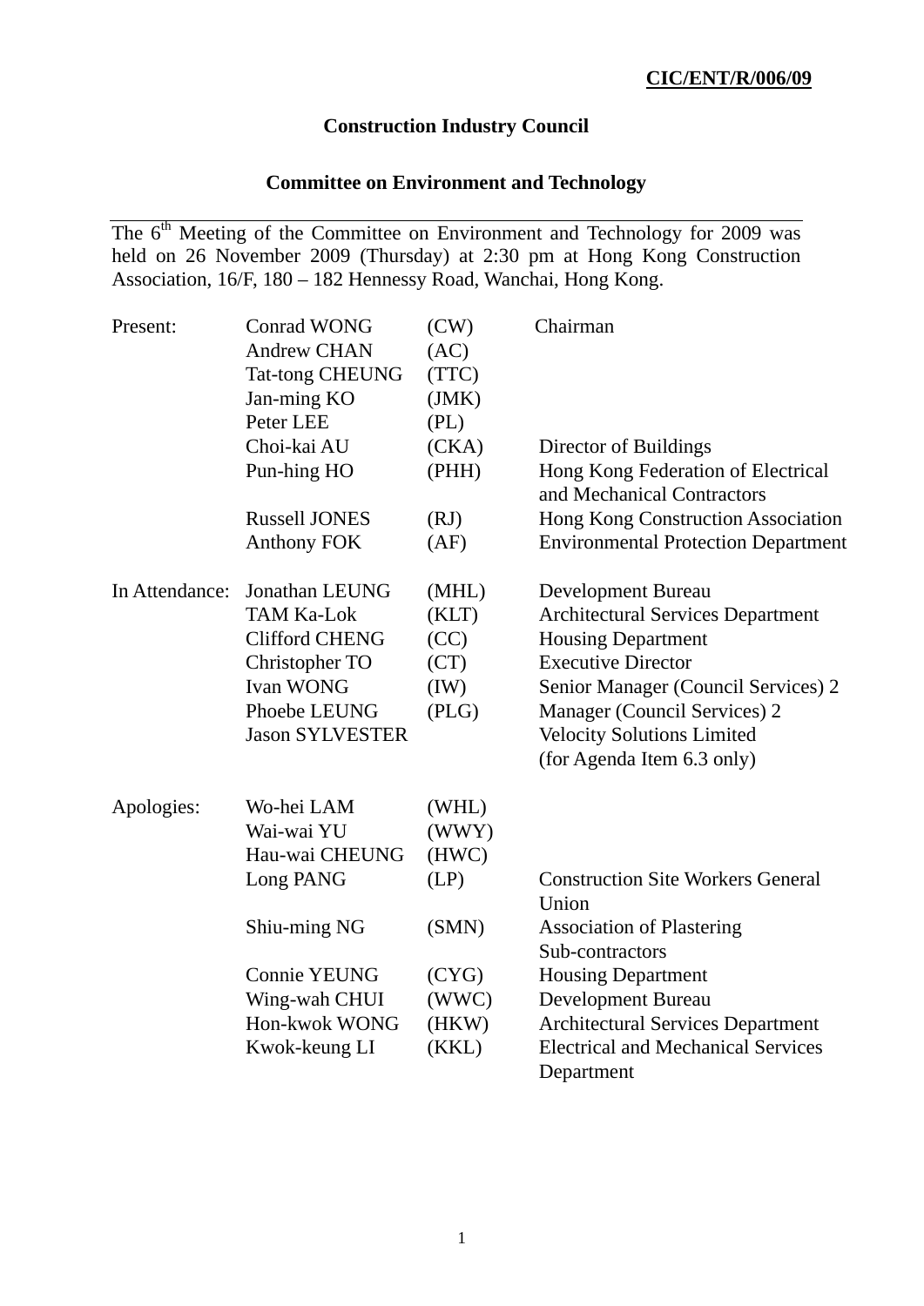**CIC/ENT/R/006/09**

# Construction Industry Council

## Committee on Environment and Technology

The 6th Meeting of the Committee on Environment and Technology for 2009 was held on 26 November 2009 (Thursday) at 2:30 pm at Hong Kong Construction Association, 16/F, 180 – 182 Hennessy Road, Wanchai, Hong Kong.

| | | | |
|---|---|---|---|
| Present: | Conrad WONG | (CW) | Chairman |
| | Andrew CHAN | (AC) | |
| | Tat-tong CHEUNG | (TTC) | |
| | Jan-ming KO | (JMK) | |
| | Peter LEE | (PL) | |
| | Choi-kai AU | (CKA) | Director of Buildings |
| | Pun-hing HO | (PHH) | Hong Kong Federation of Electrical and Mechanical Contractors |
| | Russell JONES | (RJ) | Hong Kong Construction Association |
| | Anthony FOK | (AF) | Environmental Protection Department |
| In Attendance: | Jonathan LEUNG | (MHL) | Development Bureau |
| | TAM Ka-Lok | (KLT) | Architectural Services Department |
| | Clifford CHENG | (CC) | Housing Department |
| | Christopher TO | (CT) | Executive Director |
| | Ivan WONG | (IW) | Senior Manager (Council Services) 2 |
| | Phoebe LEUNG | (PLG) | Manager (Council Services) 2 |
| | Jason SYLVESTER | | Velocity Solutions Limited (for Agenda Item 6.3 only) |
| Apologies: | Wo-hei LAM | (WHL) | |
| | Wai-wai YU | (WWY) | |
| | Hau-wai CHEUNG | (HWC) | |
| | Long PANG | (LP) | Construction Site Workers General Union |
| | Shiu-ming NG | (SMN) | Association of Plastering Sub-contractors |
| | Connie YEUNG | (CYG) | Housing Department |
| | Wing-wah CHUI | (WWC) | Development Bureau |
| | Hon-kwok WONG | (HKW) | Architectural Services Department |
| | Kwok-keung LI | (KKL) | Electrical and Mechanical Services Department |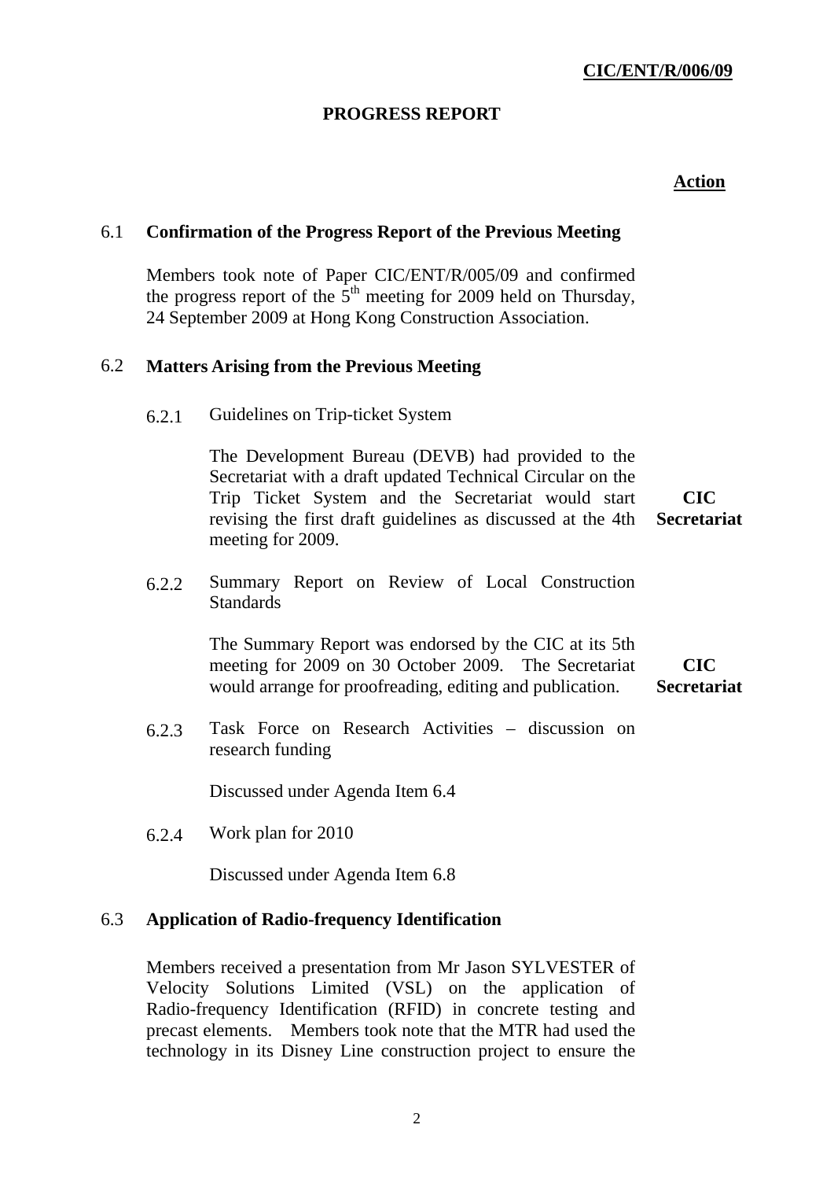**CIC/ENT/R/006/09**

**PROGRESS REPORT**

**Action**

## 6.1 Confirmation of the Progress Report of the Previous Meeting

Members took note of Paper CIC/ENT/R/005/09 and confirmed the progress report of the 5th meeting for 2009 held on Thursday, 24 September 2009 at Hong Kong Construction Association.

## 6.2 Matters Arising from the Previous Meeting

6.2.1 Guidelines on Trip-ticket System

The Development Bureau (DEVB) had provided to the Secretariat with a draft updated Technical Circular on the Trip Ticket System and the Secretariat would start revising the first draft guidelines as discussed at the 4th meeting for 2009. **CIC Secretariat**

6.2.2 Summary Report on Review of Local Construction Standards

The Summary Report was endorsed by the CIC at its 5th meeting for 2009 on 30 October 2009. The Secretariat would arrange for proofreading, editing and publication. **CIC Secretariat**

6.2.3 Task Force on Research Activities – discussion on research funding

Discussed under Agenda Item 6.4

6.2.4 Work plan for 2010

Discussed under Agenda Item 6.8

## 6.3 Application of Radio-frequency Identification

Members received a presentation from Mr Jason SYLVESTER of Velocity Solutions Limited (VSL) on the application of Radio-frequency Identification (RFID) in concrete testing and precast elements. Members took note that the MTR had used the technology in its Disney Line construction project to ensure the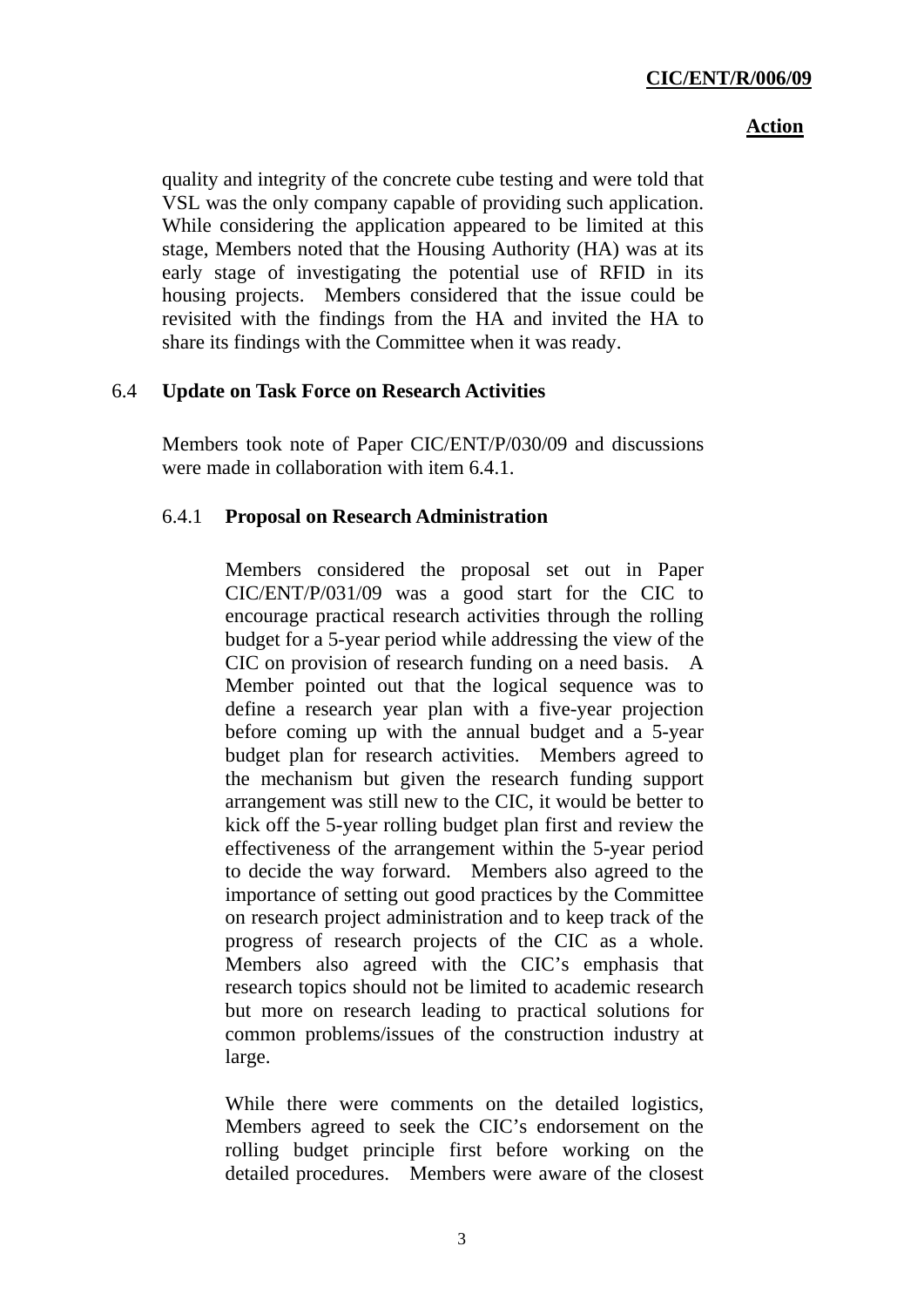**Action**

quality and integrity of the concrete cube testing and were told that VSL was the only company capable of providing such application. While considering the application appeared to be limited at this stage, Members noted that the Housing Authority (HA) was at its early stage of investigating the potential use of RFID in its housing projects. Members considered that the issue could be revisited with the findings from the HA and invited the HA to share its findings with the Committee when it was ready.

6.4 **Update on Task Force on Research Activities**

Members took note of Paper CIC/ENT/P/030/09 and discussions were made in collaboration with item 6.4.1.

6.4.1 **Proposal on Research Administration**

Members considered the proposal set out in Paper CIC/ENT/P/031/09 was a good start for the CIC to encourage practical research activities through the rolling budget for a 5-year period while addressing the view of the CIC on provision of research funding on a need basis. A Member pointed out that the logical sequence was to define a research year plan with a five-year projection before coming up with the annual budget and a 5-year budget plan for research activities. Members agreed to the mechanism but given the research funding support arrangement was still new to the CIC, it would be better to kick off the 5-year rolling budget plan first and review the effectiveness of the arrangement within the 5-year period to decide the way forward. Members also agreed to the importance of setting out good practices by the Committee on research project administration and to keep track of the progress of research projects of the CIC as a whole. Members also agreed with the CIC's emphasis that research topics should not be limited to academic research but more on research leading to practical solutions for common problems/issues of the construction industry at large.

While there were comments on the detailed logistics, Members agreed to seek the CIC's endorsement on the rolling budget principle first before working on the detailed procedures. Members were aware of the closest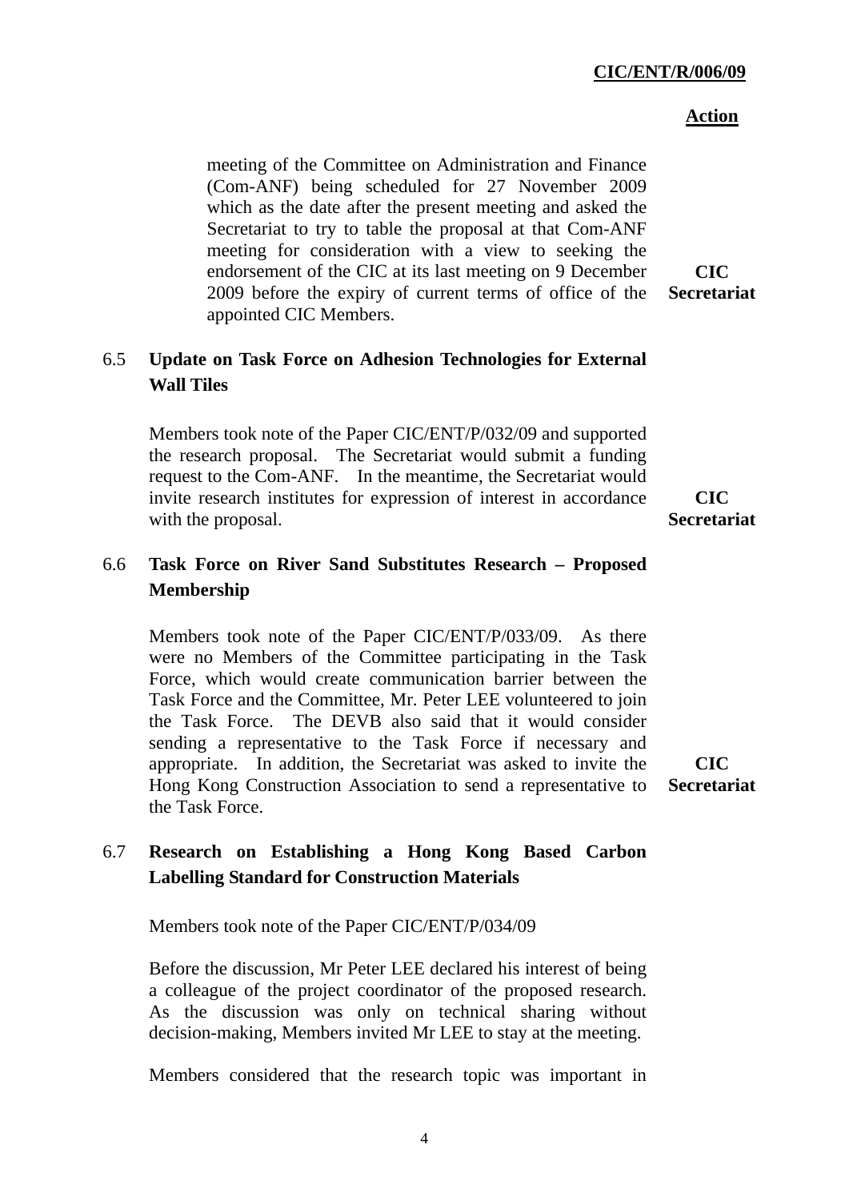**Action**

meeting of the Committee on Administration and Finance (Com-ANF) being scheduled for 27 November 2009 which as the date after the present meeting and asked the Secretariat to try to table the proposal at that Com-ANF meeting for consideration with a view to seeking the endorsement of the CIC at its last meeting on 9 December 2009 before the expiry of current terms of office of the appointed CIC Members. **CIC Secretariat**

### 6.5 Update on Task Force on Adhesion Technologies for External Wall Tiles

Members took note of the Paper CIC/ENT/P/032/09 and supported the research proposal. The Secretariat would submit a funding request to the Com-ANF. In the meantime, the Secretariat would invite research institutes for expression of interest in accordance with the proposal. **CIC Secretariat**

### 6.6 Task Force on River Sand Substitutes Research – Proposed Membership

Members took note of the Paper CIC/ENT/P/033/09. As there were no Members of the Committee participating in the Task Force, which would create communication barrier between the Task Force and the Committee, Mr. Peter LEE volunteered to join the Task Force. The DEVB also said that it would consider sending a representative to the Task Force if necessary and appropriate. In addition, the Secretariat was asked to invite the Hong Kong Construction Association to send a representative to the Task Force. **CIC Secretariat**

### 6.7 Research on Establishing a Hong Kong Based Carbon Labelling Standard for Construction Materials

Members took note of the Paper CIC/ENT/P/034/09

Before the discussion, Mr Peter LEE declared his interest of being a colleague of the project coordinator of the proposed research. As the discussion was only on technical sharing without decision-making, Members invited Mr LEE to stay at the meeting.

Members considered that the research topic was important in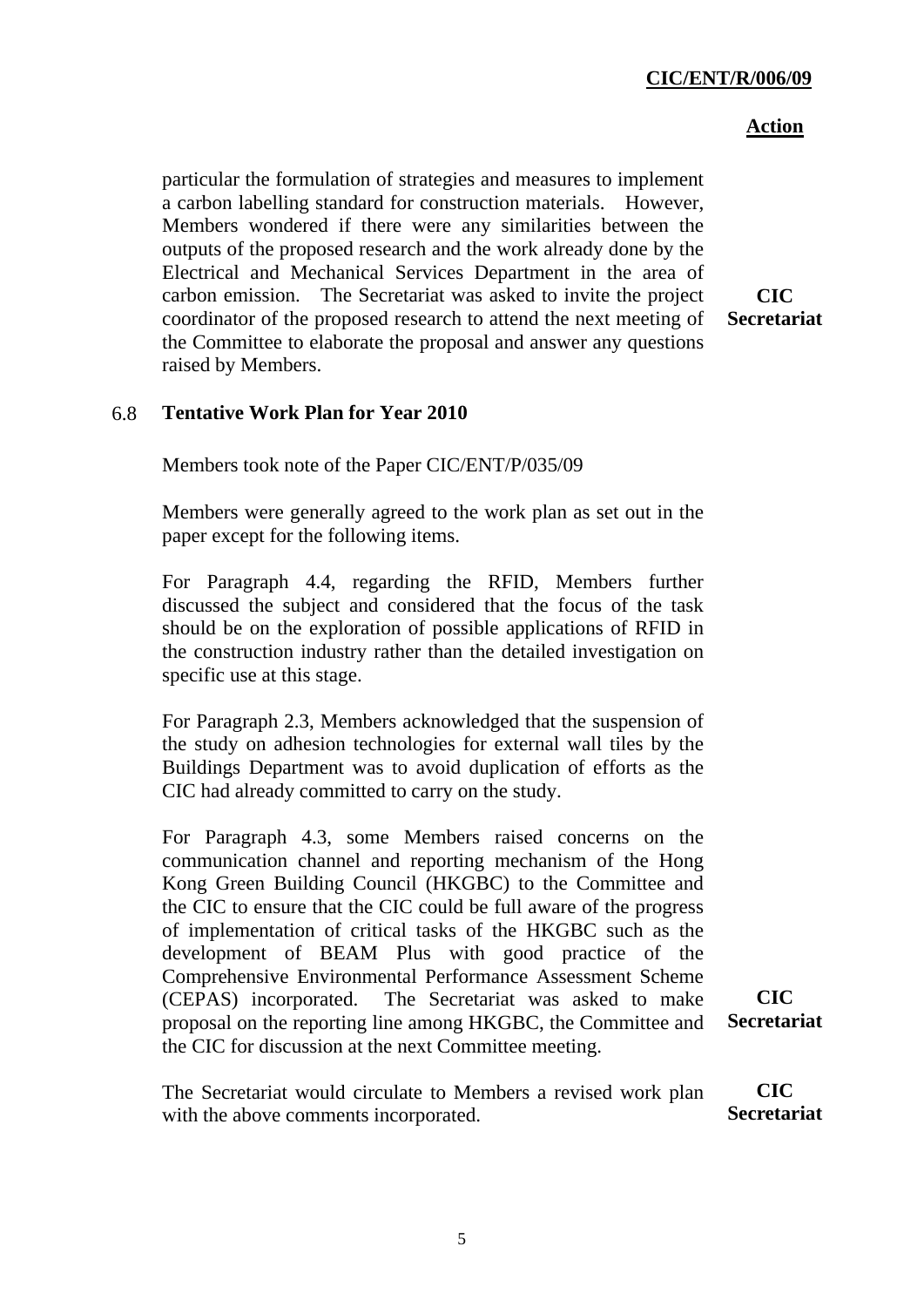particular the formulation of strategies and measures to implement a carbon labelling standard for construction materials. However, Members wondered if there were any similarities between the outputs of the proposed research and the work already done by the Electrical and Mechanical Services Department in the area of carbon emission. The Secretariat was asked to invite the project coordinator of the proposed research to attend the next meeting of the Committee to elaborate the proposal and answer any questions raised by Members. **CIC Secretariat**

6.8 **Tentative Work Plan for Year 2010**

Members took note of the Paper CIC/ENT/P/035/09

Members were generally agreed to the work plan as set out in the paper except for the following items.

For Paragraph 4.4, regarding the RFID, Members further discussed the subject and considered that the focus of the task should be on the exploration of possible applications of RFID in the construction industry rather than the detailed investigation on specific use at this stage.

For Paragraph 2.3, Members acknowledged that the suspension of the study on adhesion technologies for external wall tiles by the Buildings Department was to avoid duplication of efforts as the CIC had already committed to carry on the study.

For Paragraph 4.3, some Members raised concerns on the communication channel and reporting mechanism of the Hong Kong Green Building Council (HKGBC) to the Committee and the CIC to ensure that the CIC could be full aware of the progress of implementation of critical tasks of the HKGBC such as the development of BEAM Plus with good practice of the Comprehensive Environmental Performance Assessment Scheme (CEPAS) incorporated. The Secretariat was asked to make proposal on the reporting line among HKGBC, the Committee and the CIC for discussion at the next Committee meeting. **CIC Secretariat**

The Secretariat would circulate to Members a revised work plan with the above comments incorporated. **CIC Secretariat**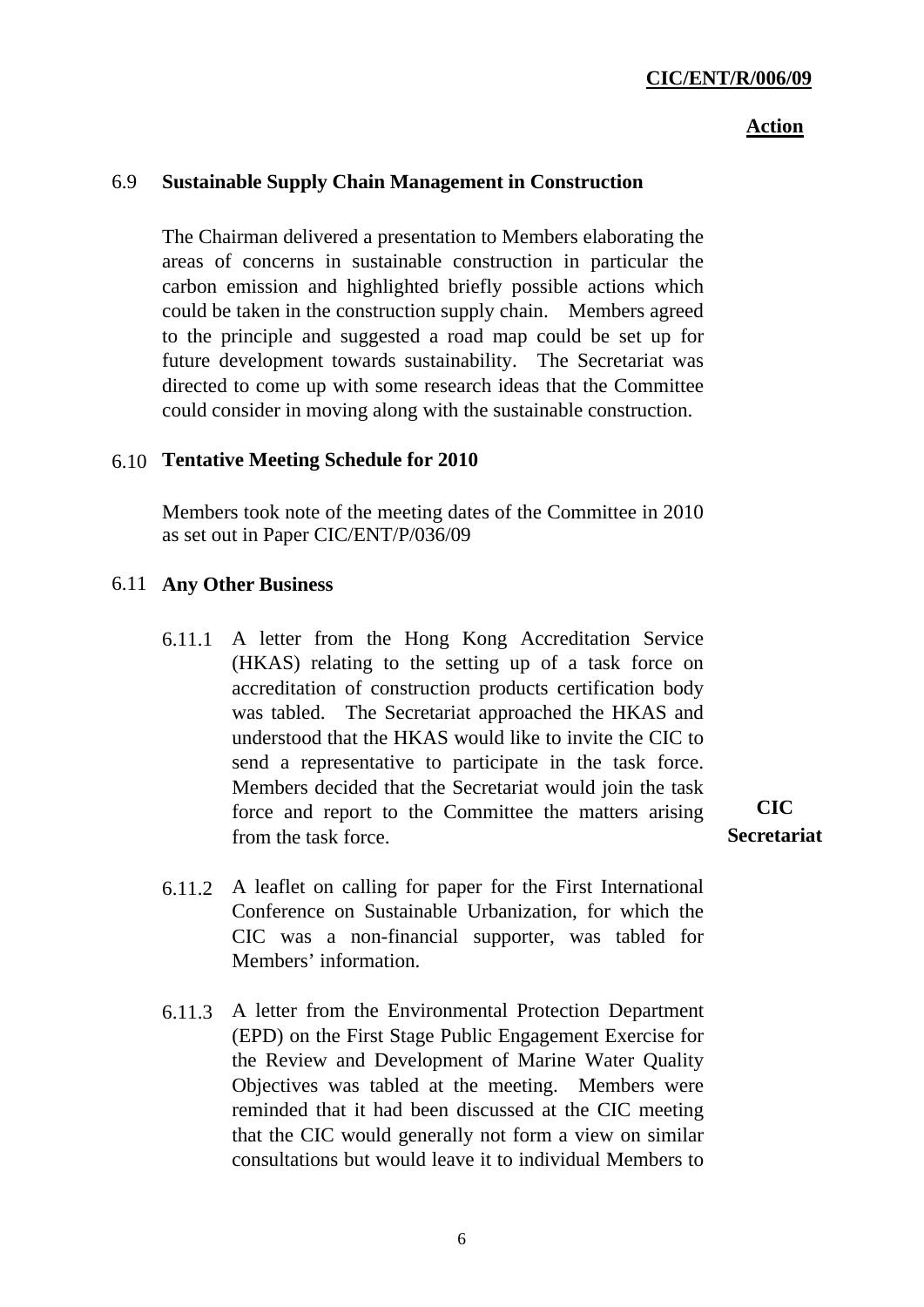**Action**

### 6.9 Sustainable Supply Chain Management in Construction

The Chairman delivered a presentation to Members elaborating the areas of concerns in sustainable construction in particular the carbon emission and highlighted briefly possible actions which could be taken in the construction supply chain. Members agreed to the principle and suggested a road map could be set up for future development towards sustainability. The Secretariat was directed to come up with some research ideas that the Committee could consider in moving along with the sustainable construction.

### 6.10 Tentative Meeting Schedule for 2010

Members took note of the meeting dates of the Committee in 2010 as set out in Paper CIC/ENT/P/036/09

### 6.11 Any Other Business

6.11.1 A letter from the Hong Kong Accreditation Service (HKAS) relating to the setting up of a task force on accreditation of construction products certification body was tabled. The Secretariat approached the HKAS and understood that the HKAS would like to invite the CIC to send a representative to participate in the task force. Members decided that the Secretariat would join the task force and report to the Committee the matters arising from the task force. **CIC Secretariat**

6.11.2 A leaflet on calling for paper for the First International Conference on Sustainable Urbanization, for which the CIC was a non-financial supporter, was tabled for Members' information.

6.11.3 A letter from the Environmental Protection Department (EPD) on the First Stage Public Engagement Exercise for the Review and Development of Marine Water Quality Objectives was tabled at the meeting. Members were reminded that it had been discussed at the CIC meeting that the CIC would generally not form a view on similar consultations but would leave it to individual Members to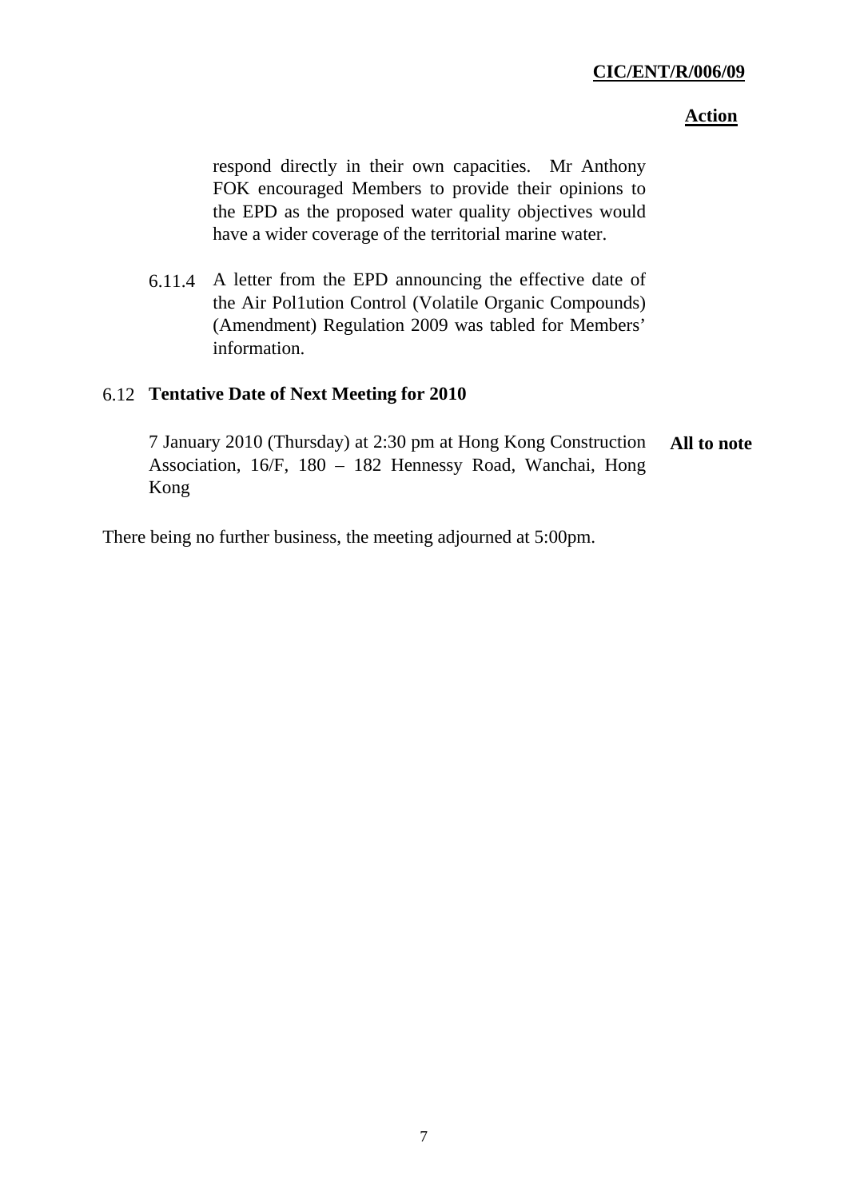**Action**

respond directly in their own capacities. Mr Anthony FOK encouraged Members to provide their opinions to the EPD as the proposed water quality objectives would have a wider coverage of the territorial marine water.

6.11.4 A letter from the EPD announcing the effective date of the Air Pol1ution Control (Volatile Organic Compounds) (Amendment) Regulation 2009 was tabled for Members' information.

6.12 **Tentative Date of Next Meeting for 2010**

7 January 2010 (Thursday) at 2:30 pm at Hong Kong Construction Association, 16/F, 180 – 182 Hennessy Road, Wanchai, Hong Kong — **All to note**

There being no further business, the meeting adjourned at 5:00pm.